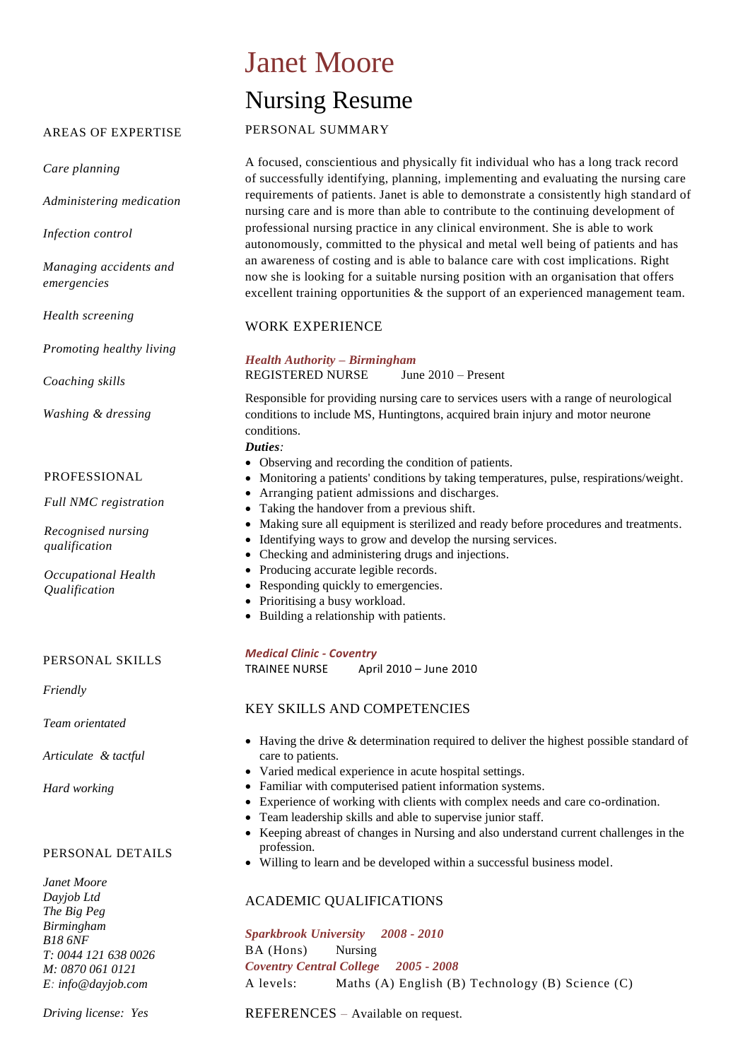# Janet Moore

## Nursing Resume

### PERSONAL SUMMARY

A focused, conscientious and physically fit individual who has a long track record of successfully identifying, planning, implementing and evaluating the nursing care requirements of patients. Janet is able to demonstrate a consistently high standard of nursing care and is more than able to contribute to the continuing development of professional nursing practice in any clinical environment. She is able to work autonomously, committed to the physical and metal well being of patients and has an awareness of costing and is able to balance care with cost implications. Right now she is looking for a suitable nursing position with an organisation that offers excellent training opportunities & the support of an experienced management team.

### WORK EXPERIENCE

***Health Authority – Birmingham***
REGISTERED NURSE June 2010 – Present

Responsible for providing nursing care to services users with a range of neurological conditions to include MS, Huntingtons, acquired brain injury and motor neurone conditions.

***Duties****:*

- Observing and recording the condition of patients.
- Monitoring a patients' conditions by taking temperatures, pulse, respirations/weight.
- Arranging patient admissions and discharges.
- Taking the handover from a previous shift.
- Making sure all equipment is sterilized and ready before procedures and treatments.
- Identifying ways to grow and develop the nursing services.
- Checking and administering drugs and injections.
- Producing accurate legible records.
- Responding quickly to emergencies.
- Prioritising a busy workload.
- Building a relationship with patients.

***Medical Clinic - Coventry***
TRAINEE NURSE April 2010 – June 2010

### KEY SKILLS AND COMPETENCIES

- Having the drive & determination required to deliver the highest possible standard of care to patients.
- Varied medical experience in acute hospital settings.
- Familiar with computerised patient information systems.
- Experience of working with clients with complex needs and care co-ordination.
- Team leadership skills and able to supervise junior staff.
- Keeping abreast of changes in Nursing and also understand current challenges in the profession.
- Willing to learn and be developed within a successful business model.

### ACADEMIC QUALIFICATIONS

***Sparkbrook University 2008 - 2010***
BA (Hons) Nursing
***Coventry Central College 2005 - 2008***
A levels: Maths (A) English (B) Technology (B) Science (C)

REFERENCES – Available on request.

### AREAS OF EXPERTISE

*Care planning*

*Administering medication*

*Infection control*

*Managing accidents and emergencies*

*Health screening*

*Promoting healthy living*

*Coaching skills*

*Washing & dressing*

### PROFESSIONAL

*Full NMC registration*

*Recognised nursing qualification*

*Occupational Health Qualification*

### PERSONAL SKILLS

*Friendly*

*Team orientated*

*Articulate & tactful*

*Hard working*

### PERSONAL DETAILS

*Janet Moore*
*Dayjob Ltd*
*The Big Peg*
*Birmingham*
*B18 6NF*
*T: 0044 121 638 0026*
*M: 0870 061 0121*
*E: info@dayjob.com*

*Driving license: Yes*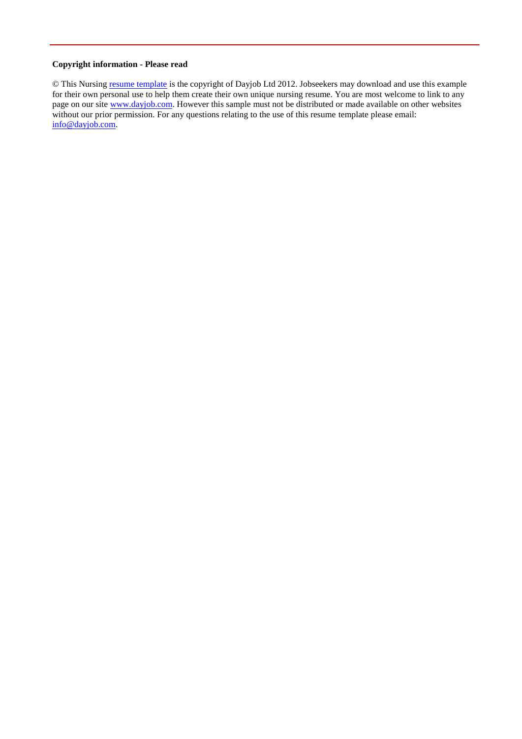**Copyright information - Please read**

© This Nursing resume template is the copyright of Dayjob Ltd 2012. Jobseekers may download and use this example for their own personal use to help them create their own unique nursing resume. You are most welcome to link to any page on our site www.dayjob.com. However this sample must not be distributed or made available on other websites without our prior permission. For any questions relating to the use of this resume template please email: info@dayjob.com.